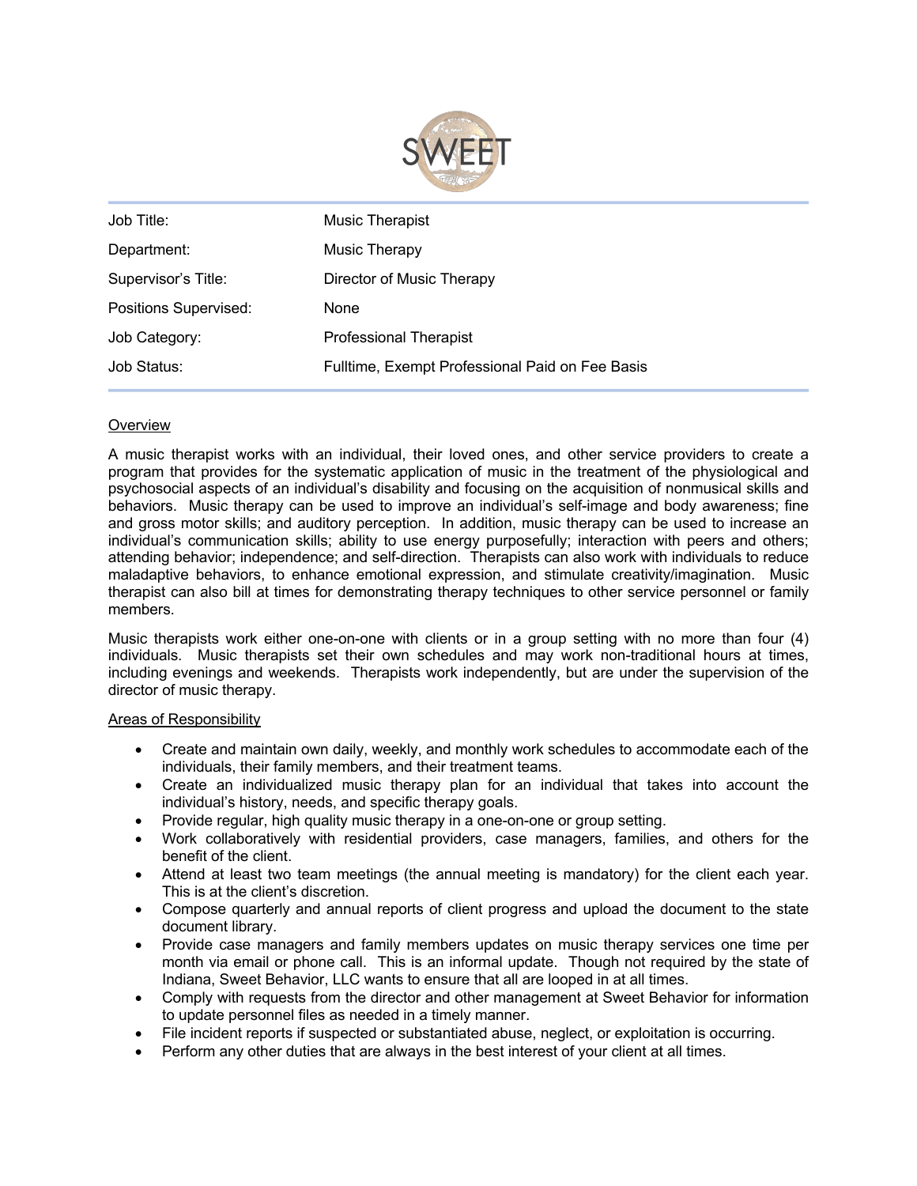SWEET

| Job Title: | Music Therapist |
| --- | --- |
| Department: | Music Therapy |
| Supervisor's Title: | Director of Music Therapy |
| Positions Supervised: | None |
| Job Category: | Professional Therapist |
| Job Status: | Fulltime, Exempt Professional Paid on Fee Basis |

## Overview

A music therapist works with an individual, their loved ones, and other service providers to create a program that provides for the systematic application of music in the treatment of the physiological and psychosocial aspects of an individual's disability and focusing on the acquisition of nonmusical skills and behaviors. Music therapy can be used to improve an individual's self-image and body awareness; fine and gross motor skills; and auditory perception. In addition, music therapy can be used to increase an individual's communication skills; ability to use energy purposefully; interaction with peers and others; attending behavior; independence; and self-direction. Therapists can also work with individuals to reduce maladaptive behaviors, to enhance emotional expression, and stimulate creativity/imagination. Music therapist can also bill at times for demonstrating therapy techniques to other service personnel or family members.

Music therapists work either one-on-one with clients or in a group setting with no more than four (4) individuals. Music therapists set their own schedules and may work non-traditional hours at times, including evenings and weekends. Therapists work independently, but are under the supervision of the director of music therapy.

## Areas of Responsibility

- Create and maintain own daily, weekly, and monthly work schedules to accommodate each of the individuals, their family members, and their treatment teams.
- Create an individualized music therapy plan for an individual that takes into account the individual's history, needs, and specific therapy goals.
- Provide regular, high quality music therapy in a one-on-one or group setting.
- Work collaboratively with residential providers, case managers, families, and others for the benefit of the client.
- Attend at least two team meetings (the annual meeting is mandatory) for the client each year. This is at the client's discretion.
- Compose quarterly and annual reports of client progress and upload the document to the state document library.
- Provide case managers and family members updates on music therapy services one time per month via email or phone call. This is an informal update. Though not required by the state of Indiana, Sweet Behavior, LLC wants to ensure that all are looped in at all times.
- Comply with requests from the director and other management at Sweet Behavior for information to update personnel files as needed in a timely manner.
- File incident reports if suspected or substantiated abuse, neglect, or exploitation is occurring.
- Perform any other duties that are always in the best interest of your client at all times.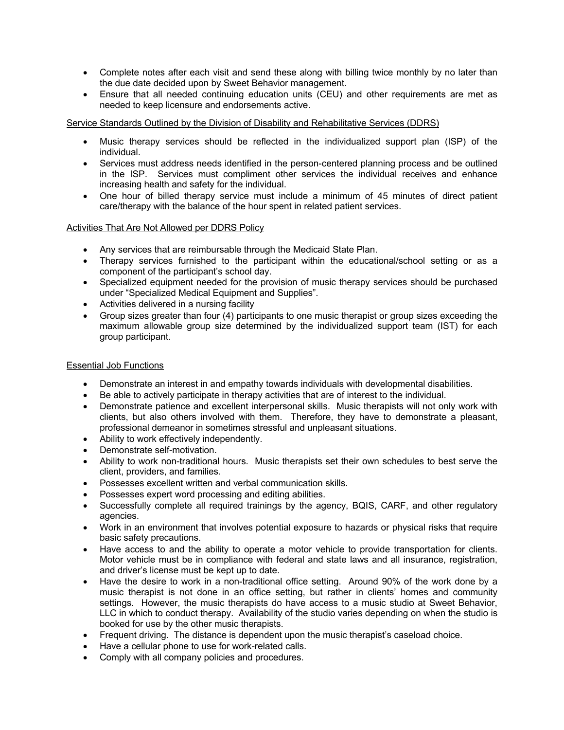- Complete notes after each visit and send these along with billing twice monthly by no later than the due date decided upon by Sweet Behavior management.
- Ensure that all needed continuing education units (CEU) and other requirements are met as needed to keep licensure and endorsements active.

<u>Service Standards Outlined by the Division of Disability and Rehabilitative Services (DDRS)</u>

- Music therapy services should be reflected in the individualized support plan (ISP) of the individual.
- Services must address needs identified in the person-centered planning process and be outlined in the ISP. Services must compliment other services the individual receives and enhance increasing health and safety for the individual.
- One hour of billed therapy service must include a minimum of 45 minutes of direct patient care/therapy with the balance of the hour spent in related patient services.

<u>Activities That Are Not Allowed per DDRS Policy</u>

- Any services that are reimbursable through the Medicaid State Plan.
- Therapy services furnished to the participant within the educational/school setting or as a component of the participant's school day.
- Specialized equipment needed for the provision of music therapy services should be purchased under "Specialized Medical Equipment and Supplies".
- Activities delivered in a nursing facility
- Group sizes greater than four (4) participants to one music therapist or group sizes exceeding the maximum allowable group size determined by the individualized support team (IST) for each group participant.

<u>Essential Job Functions</u>

- Demonstrate an interest in and empathy towards individuals with developmental disabilities.
- Be able to actively participate in therapy activities that are of interest to the individual.
- Demonstrate patience and excellent interpersonal skills. Music therapists will not only work with clients, but also others involved with them. Therefore, they have to demonstrate a pleasant, professional demeanor in sometimes stressful and unpleasant situations.
- Ability to work effectively independently.
- Demonstrate self-motivation.
- Ability to work non-traditional hours. Music therapists set their own schedules to best serve the client, providers, and families.
- Possesses excellent written and verbal communication skills.
- Possesses expert word processing and editing abilities.
- Successfully complete all required trainings by the agency, BQIS, CARF, and other regulatory agencies.
- Work in an environment that involves potential exposure to hazards or physical risks that require basic safety precautions.
- Have access to and the ability to operate a motor vehicle to provide transportation for clients. Motor vehicle must be in compliance with federal and state laws and all insurance, registration, and driver's license must be kept up to date.
- Have the desire to work in a non-traditional office setting. Around 90% of the work done by a music therapist is not done in an office setting, but rather in clients' homes and community settings. However, the music therapists do have access to a music studio at Sweet Behavior, LLC in which to conduct therapy. Availability of the studio varies depending on when the studio is booked for use by the other music therapists.
- Frequent driving. The distance is dependent upon the music therapist's caseload choice.
- Have a cellular phone to use for work-related calls.
- Comply with all company policies and procedures.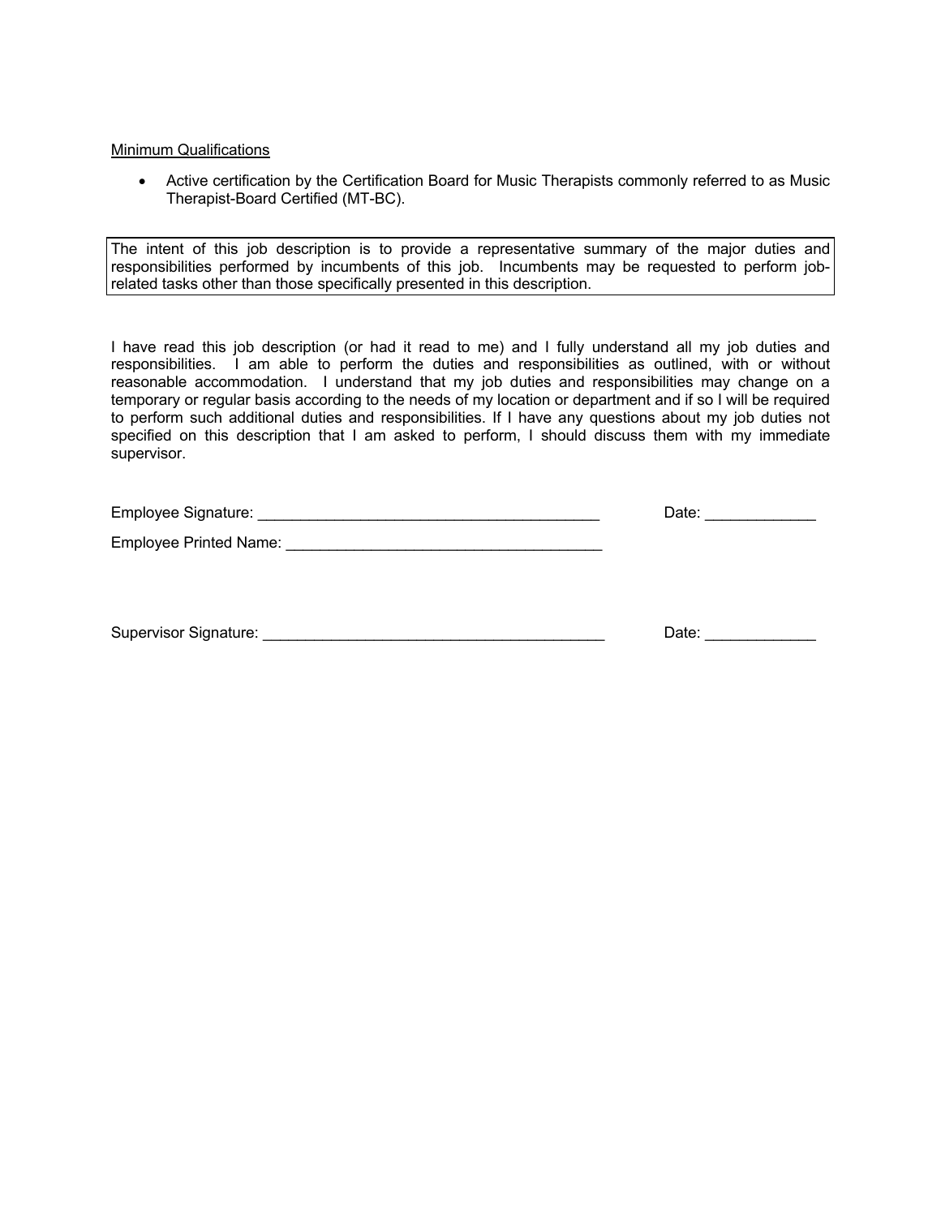Minimum Qualifications

- Active certification by the Certification Board for Music Therapists commonly referred to as Music Therapist-Board Certified (MT-BC).

The intent of this job description is to provide a representative summary of the major duties and responsibilities performed by incumbents of this job. Incumbents may be requested to perform job-related tasks other than those specifically presented in this description.

I have read this job description (or had it read to me) and I fully understand all my job duties and responsibilities. I am able to perform the duties and responsibilities as outlined, with or without reasonable accommodation. I understand that my job duties and responsibilities may change on a temporary or regular basis according to the needs of my location or department and if so I will be required to perform such additional duties and responsibilities. If I have any questions about my job duties not specified on this description that I am asked to perform, I should discuss them with my immediate supervisor.

Employee Signature: ________________________________________ Date: _____________

Employee Printed Name: ______________________________________

Supervisor Signature: ________________________________________ Date: _____________